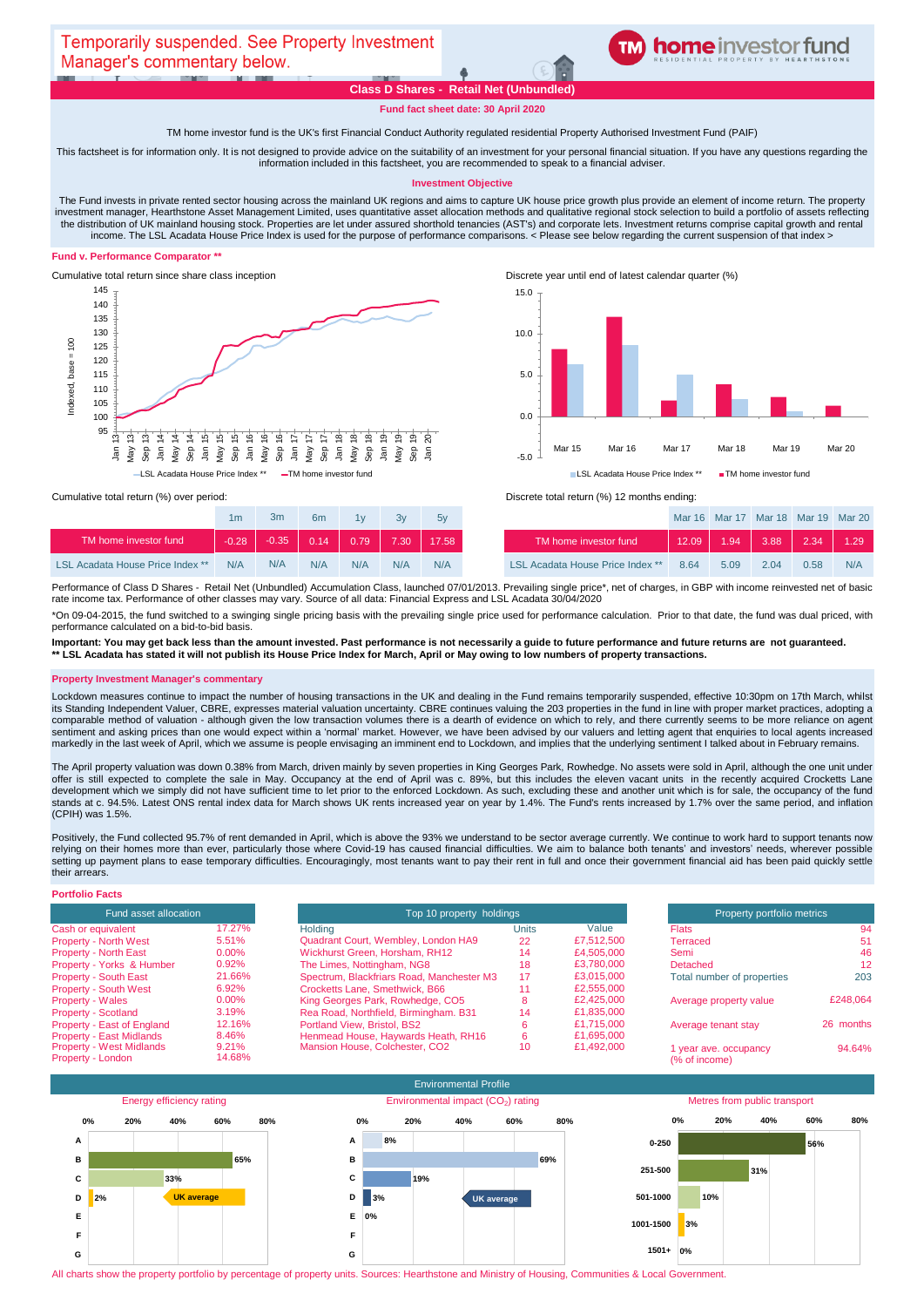Temporarily suspended. See Property Investment Manager's commentary below.

**TM home investor fund** — RESIDENTIAL PROPERTY BY HEARTHSTONE

## Class D Shares - Retail Net (Unbundled)

**Fund fact sheet date: 30 April 2020**

TM home investor fund is the UK's first Financial Conduct Authority regulated residential Property Authorised Investment Fund (PAIF)

This factsheet is for information only. It is not designed to provide advice on the suitability of an investment for your personal financial situation. If you have any questions regarding the information included in this factsheet, you are recommended to speak to a financial adviser.

### Investment Objective

The Fund invests in private rented sector housing across the mainland UK regions and aims to capture UK house price growth plus provide an element of income return. The property investment manager, Hearthstone Asset Management Limited, uses quantitative asset allocation methods and qualitative regional stock selection to build a portfolio of assets reflecting the distribution of UK mainland housing stock. Properties are let under assured shorthold tenancies (AST's) and corporate lets. Investment returns comprise capital growth and rental income. The LSL Acadata House Price Index is used for the purpose of performance comparisons. < Please see below regarding the current suspension of that index >

### Fund v. Performance Comparator **

Cumulative total return since share class inception

Discrete year until end of latest calendar quarter (%)

| | Mar 15 | Mar 16 | Mar 17 | Mar 18 | Mar 19 | Mar 20 |
|---|---|---|---|---|---|---|

LSL Acadata House Price Index ** — TM home investor fund

Cumulative total return (%) over period:

| | 1m | 3m | 6m | 1y | 3y | 5y |
|---|---|---|---|---|---|---|
| TM home investor fund | -0.28 | -0.35 | 0.14 | 0.79 | 7.30 | 17.58 |
| LSL Acadata House Price Index ** | N/A | N/A | N/A | N/A | N/A | N/A |

Discrete total return (%) 12 months ending:

| | Mar 16 | Mar 17 | Mar 18 | Mar 19 | Mar 20 |
|---|---|---|---|---|---|
| TM home investor fund | 12.09 | 1.94 | 3.88 | 2.34 | 1.29 |
| LSL Acadata House Price Index ** | 8.64 | 5.09 | 2.04 | 0.58 | N/A |

Performance of Class D Shares - Retail Net (Unbundled) Accumulation Class, launched 07/01/2013. Prevailing single price*, net of charges, in GBP with income reinvested net of basic rate income tax. Performance of other classes may vary. Source of all data: Financial Express and LSL Acadata 30/04/2020

*On 09-04-2015, the fund switched to a swinging single pricing basis with the prevailing single price used for performance calculation. Prior to that date, the fund was dual priced, with performance calculated on a bid-to-bid basis.

**Important: You may get back less than the amount invested. Past performance is not necessarily a guide to future performance and future returns are not guaranteed.**
**** LSL Acadata has stated it will not publish its House Price Index for March, April or May owing to low numbers of property transactions.**

### Property Investment Manager's commentary

Lockdown measures continue to impact the number of housing transactions in the UK and dealing in the Fund remains temporarily suspended, effective 10:30pm on 17th March, whilst its Standing Independent Valuer, CBRE, expresses material valuation uncertainty. CBRE continues valuing the 203 properties in the fund in line with proper market practices, adopting a comparable method of valuation - although given the low transaction volumes there is a dearth of evidence on which to rely, and there currently seems to be more reliance on agent sentiment and asking prices than one would expect within a 'normal' market. However, we have been advised by our valuers and letting agent that enquiries to local agents increased markedly in the last week of April, which we assume is people envisaging an imminent end to Lockdown, and implies that the underlying sentiment I talked about in February remains.

The April property valuation was down 0.38% from March, driven mainly by seven properties in King Georges Park, Rowhedge. No assets were sold in April, although the one unit under offer is still expected to complete the sale in May. Occupancy at the end of April was c. 89%, but this includes the eleven vacant units in the recently acquired Crocketts Lane development which we simply did not have sufficient time to let prior to the enforced Lockdown. As such, excluding these and another unit which is for sale, the occupancy of the fund stands at c. 94.5%. Latest ONS rental index data for March shows UK rents increased year on year by 1.4%. The Fund's rents increased by 1.7% over the same period, and inflation (CPIH) was 1.5%.

Positively, the Fund collected 95.7% of rent demanded in April, which is above the 93% we understand to be sector average currently. We continue to work hard to support tenants now relying on their homes more than ever, particularly those where Covid-19 has caused financial difficulties. We aim to balance both tenants' and investors' needs, wherever possible setting up payment plans to ease temporary difficulties. Encouragingly, most tenants want to pay their rent in full and once their government financial aid has been paid quickly settle their arrears.

### Portfolio Facts

| Fund asset allocation | |
|---|---|
| Cash or equivalent | 17.27% |
| Property - North West | 5.51% |
| Property - North East | 0.00% |
| Property - Yorks & Humber | 0.92% |
| Property - South East | 21.66% |
| Property - South West | 6.92% |
| Property - Wales | 0.00% |
| Property - Scotland | 3.19% |
| Property - East of England | 12.16% |
| Property - East Midlands | 8.46% |
| Property - West Midlands | 9.21% |
| Property - London | 14.68% |

| Holding | Units | Value |
|---|---|---|
| Quadrant Court, Wembley, London HA9 | 22 | £7,512,500 |
| Wickhurst Green, Horsham, RH12 | 14 | £4,505,000 |
| The Limes, Nottingham, NG8 | 18 | £3,780,000 |
| Spectrum, Blackfriars Road, Manchester M3 | 17 | £3,015,000 |
| Crocketts Lane, Smethwick, B66 | 11 | £2,555,000 |
| King Georges Park, Rowhedge, CO5 | 8 | £2,425,000 |
| Rea Road, Northfield, Birmingham. B31 | 14 | £1,835,000 |
| Portland View, Bristol, BS2 | 6 | £1,715,000 |
| Henmead House, Haywards Heath, RH16 | 6 | £1,695,000 |
| Mansion House, Colchester, CO2 | 10 | £1,492,000 |

| Property portfolio metrics | |
|---|---|
| Flats | 94 |
| Terraced | 51 |
| Semi | 46 |
| Detached | 12 |
| Total number of properties | 203 |
| Average property value | £248,064 |
| Average tenant stay | 26 months |
| 1 year ave. occupancy (% of income) | 94.64% |

### Environmental Profile

| Energy efficiency rating | % |
|---|---|
| A | |
| B | 65% |
| C | 33% |
| D | 2% (UK average) |
| E | |
| F | |
| G | |

| Environmental impact ($CO_2$) rating | % |
|---|---|
| A | 8% |
| B | 69% |
| C | 19% |
| D | 3% (UK average) |
| E | 0% |
| F | |
| G | |

| Metres from public transport | % |
|---|---|
| 0-250 | 56% |
| 251-500 | 31% |
| 501-1000 | 10% |
| 1001-1500 | 3% |
| 1501+ | 0% |

All charts show the property portfolio by percentage of property units. Sources: Hearthstone and Ministry of Housing, Communities & Local Government.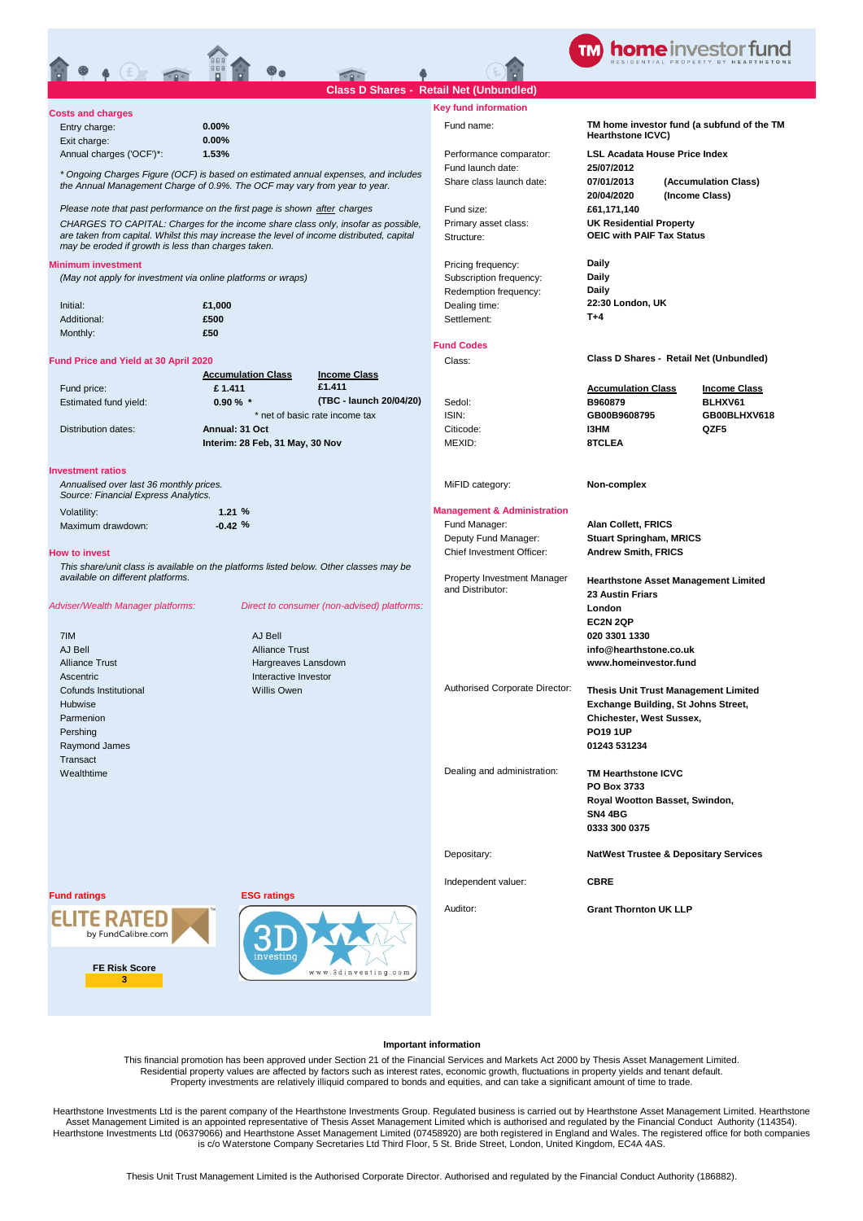## Class D Shares - Retail Net (Unbundled)

### Costs and charges

| | |
|---|---|
| Entry charge: | 0.00% |
| Exit charge: | 0.00% |
| Annual charges ('OCF')*: | 1.53% |

*\* Ongoing Charges Figure (OCF) is based on estimated annual expenses, and includes the Annual Management Charge of 0.9%. The OCF may vary from year to year.*

*Please note that past performance on the first page is shown after charges*

*CHARGES TO CAPITAL: Charges for the income share class only, insofar as possible, are taken from capital. Whilst this may increase the level of income distributed, capital may be eroded if growth is less than charges taken.*

### Minimum investment

*(May not apply for investment via online platforms or wraps)*

| | |
|---|---|
| Initial: | £1,000 |
| Additional: | £500 |
| Monthly: | £50 |

### Fund Price and Yield at 30 April 2020

| | Accumulation Class | Income Class |
|---|---|---|
| Fund price: | £ 1.411 | £1.411 |
| Estimated fund yield: | 0.90 % * | (TBC - launch 20/04/20) |
| | * net of basic rate income tax | |
| Distribution dates: | Annual: 31 Oct | |
| | Interim: 28 Feb, 31 May, 30 Nov | |

### Investment ratios

*Annualised over last 36 monthly prices.*
*Source: Financial Express Analytics.*

| | |
|---|---|
| Volatility: | 1.21 % |
| Maximum drawdown: | -0.42 % |

### How to invest

*This share/unit class is available on the platforms listed below. Other classes may be available on different platforms.*

| *Adviser/Wealth Manager platforms:* | *Direct to consumer (non-advised) platforms:* |
|---|---|
| 7IM | AJ Bell |
| AJ Bell | Alliance Trust |
| Alliance Trust | Hargreaves Lansdown |
| Ascentric | Interactive Investor |
| Cofunds Institutional | Willis Owen |
| Hubwise | |
| Parmenion | |
| Pershing | |
| Raymond James | |
| Transact | |
| Wealthtime | |

### Fund ratings

ELITE RATED by FundCalibre.com

FE Risk Score
3

### ESG ratings

3D investing
www.3dinvesting.com

### Key fund information

| | |
|---|---|
| Fund name: | TM home investor fund (a subfund of the TM Hearthstone ICVC) |
| Performance comparator: | LSL Acadata House Price Index |
| Fund launch date: | 25/07/2012 |
| Share class launch date: | 07/01/2013 (Accumulation Class) |
| | 20/04/2020 (Income Class) |
| Fund size: | £61,171,140 |
| Primary asset class: | UK Residential Property |
| Structure: | OEIC with PAIF Tax Status |
| Pricing frequency: | Daily |
| Subscription frequency: | Daily |
| Redemption frequency: | Daily |
| Dealing time: | 22:30 London, UK |
| Settlement: | T+4 |

### Fund Codes

Class: Class D Shares - Retail Net (Unbundled)

| | Accumulation Class | Income Class |
|---|---|---|
| Sedol: | B960879 | BLHXV61 |
| ISIN: | GB00B9608795 | GB00BLHXV618 |
| Citicode: | I3HM | QZF5 |
| MEXID: | 8TCLEA | |

MiFID category: Non-complex

### Management & Administration

| | |
|---|---|
| Fund Manager: | Alan Collett, FRICS |
| Deputy Fund Manager: | Stuart Springham, MRICS |
| Chief Investment Officer: | Andrew Smith, FRICS |
| Property Investment Manager and Distributor: | Hearthstone Asset Management Limited<br>23 Austin Friars<br>London<br>EC2N 2QP<br>020 3301 1330<br>info@hearthstone.co.uk<br>www.homeinvestor.fund |
| Authorised Corporate Director: | Thesis Unit Trust Management Limited<br>Exchange Building, St Johns Street,<br>Chichester, West Sussex,<br>PO19 1UP<br>01243 531234 |
| Dealing and administration: | TM Hearthstone ICVC<br>PO Box 3733<br>Royal Wootton Basset, Swindon,<br>SN4 4BG<br>0333 300 0375 |
| Depositary: | NatWest Trustee & Depositary Services |
| Independent valuer: | CBRE |
| Auditor: | Grant Thornton UK LLP |

**Important information**

This financial promotion has been approved under Section 21 of the Financial Services and Markets Act 2000 by Thesis Asset Management Limited. Residential property values are affected by factors such as interest rates, economic growth, fluctuations in property yields and tenant default. Property investments are relatively illiquid compared to bonds and equities, and can take a significant amount of time to trade.

Hearthstone Investments Ltd is the parent company of the Hearthstone Investments Group. Regulated business is carried out by Hearthstone Asset Management Limited. Hearthstone Asset Management Limited is an appointed representative of Thesis Asset Management Limited which is authorised and regulated by the Financial Conduct Authority (114354). Hearthstone Investments Ltd (06379066) and Hearthstone Asset Management Limited (07458920) are both registered in England and Wales. The registered office for both companies is c/o Waterstone Company Secretaries Ltd Third Floor, 5 St. Bride Street, London, United Kingdom, EC4A 4AS.

Thesis Unit Trust Management Limited is the Authorised Corporate Director. Authorised and regulated by the Financial Conduct Authority (186882).